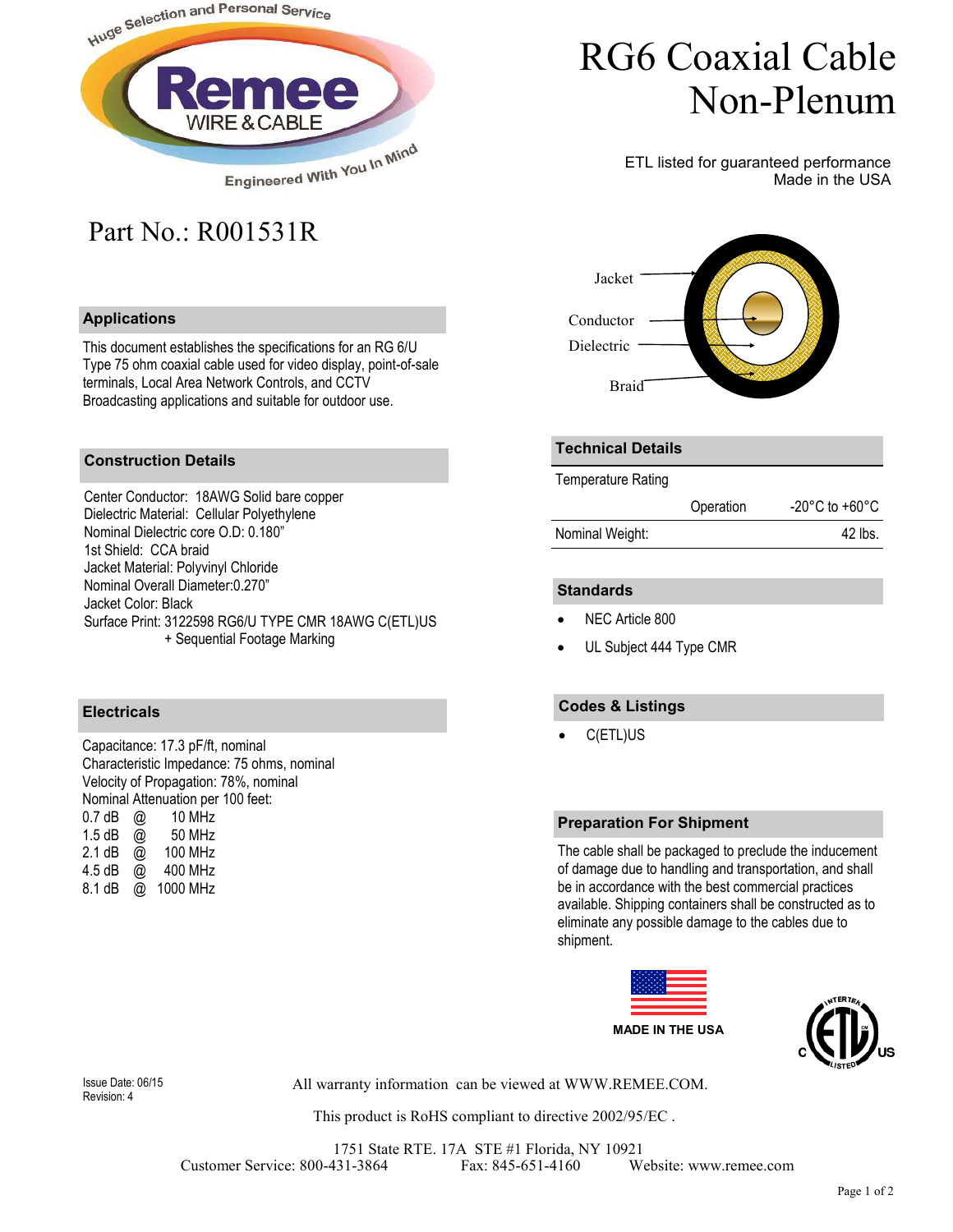# RG6 Coaxial Cable Non-Plenum

ETL listed for guaranteed performance
Made in the USA

## Part No.: R001531R

Jacket
Conductor
Dielectric
Braid

### Applications

This document establishes the specifications for an RG 6/U Type 75 ohm coaxial cable used for video display, point-of-sale terminals, Local Area Network Controls, and CCTV Broadcasting applications and suitable for outdoor use.

### Construction Details

Center Conductor: 18AWG Solid bare copper
Dielectric Material: Cellular Polyethylene
Nominal Dielectric core O.D: 0.180"
1st Shield: CCA braid
Jacket Material: Polyvinyl Chloride
Nominal Overall Diameter:0.270"
Jacket Color: Black
Surface Print: 3122598 RG6/U TYPE CMR 18AWG C(ETL)US + Sequential Footage Marking

### Electricals

Capacitance: 17.3 pF/ft, nominal
Characteristic Impedance: 75 ohms, nominal
Velocity of Propagation: 78%, nominal
Nominal Attenuation per 100 feet:

| | | |
|---|---|---|
| 0.7 dB | @ | 10 MHz |
| 1.5 dB | @ | 50 MHz |
| 2.1 dB | @ | 100 MHz |
| 4.5 dB | @ | 400 MHz |
| 8.1 dB | @ | 1000 MHz |

### Technical Details

| Temperature Rating | | |
|---|---|---|
| | Operation | -20°C to +60°C |
| Nominal Weight: | | 42 lbs. |

### Standards

- NEC Article 800
- UL Subject 444 Type CMR

### Codes & Listings

- C(ETL)US

### Preparation For Shipment

The cable shall be packaged to preclude the inducement of damage due to handling and transportation, and shall be in accordance with the best commercial practices available. Shipping containers shall be constructed as to eliminate any possible damage to the cables due to shipment.

MADE IN THE USA

Issue Date: 06/15
Revision: 4

All warranty information can be viewed at WWW.REMEE.COM.

This product is RoHS compliant to directive 2002/95/EC .

1751 State RTE. 17A STE #1 Florida, NY 10921
Customer Service: 800-431-3864 Fax: 845-651-4160 Website: www.remee.com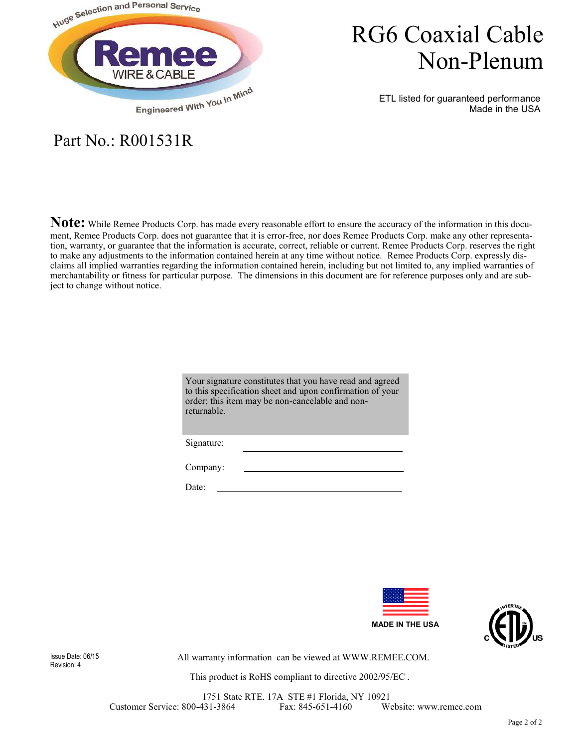Huge Selection and Personal Service

**Remee**
WIRE & CABLE

Engineered With You In Mind

# RG6 Coaxial Cable Non-Plenum

ETL listed for guaranteed performance
Made in the USA

## Part No.: R001531R

**Note:** While Remee Products Corp. has made every reasonable effort to ensure the accuracy of the information in this document, Remee Products Corp. does not guarantee that it is error-free, nor does Remee Products Corp. make any other representation, warranty, or guarantee that the information is accurate, correct, reliable or current. Remee Products Corp. reserves the right to make any adjustments to the information contained herein at any time without notice. Remee Products Corp. expressly disclaims all implied warranties regarding the information contained herein, including but not limited to, any implied warranties of merchantability or fitness for particular purpose. The dimensions in this document are for reference purposes only and are subject to change without notice.

Your signature constitutes that you have read and agreed to this specification sheet and upon confirmation of your order; this item may be non-cancelable and non-returnable.

Signature: ______________________

Company: ______________________

Date: ______________________

MADE IN THE USA

Issue Date: 06/15
Revision: 4

All warranty information can be viewed at WWW.REMEE.COM.

This product is RoHS compliant to directive 2002/95/EC .

1751 State RTE. 17A STE #1 Florida, NY 10921
Customer Service: 800-431-3864 Fax: 845-651-4160 Website: www.remee.com